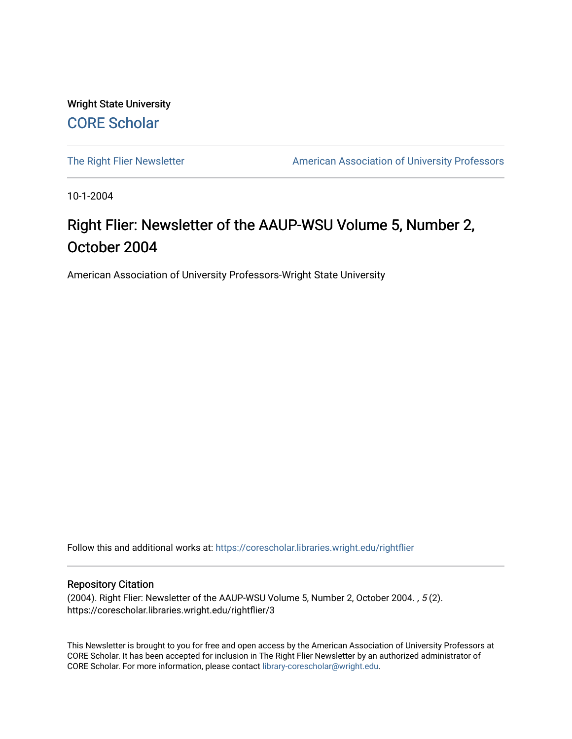Wright State University

CORE Scholar

The Right Flier Newsletter

American Association of University Professors

10-1-2004

# Right Flier: Newsletter of the AAUP-WSU Volume 5, Number 2, October 2004

American Association of University Professors-Wright State University

Follow this and additional works at: https://corescholar.libraries.wright.edu/rightflier

## Repository Citation

(2004). Right Flier: Newsletter of the AAUP-WSU Volume 5, Number 2, October 2004. , *5* (2).
https://corescholar.libraries.wright.edu/rightflier/3

This Newsletter is brought to you for free and open access by the American Association of University Professors at CORE Scholar. It has been accepted for inclusion in The Right Flier Newsletter by an authorized administrator of CORE Scholar. For more information, please contact library-corescholar@wright.edu.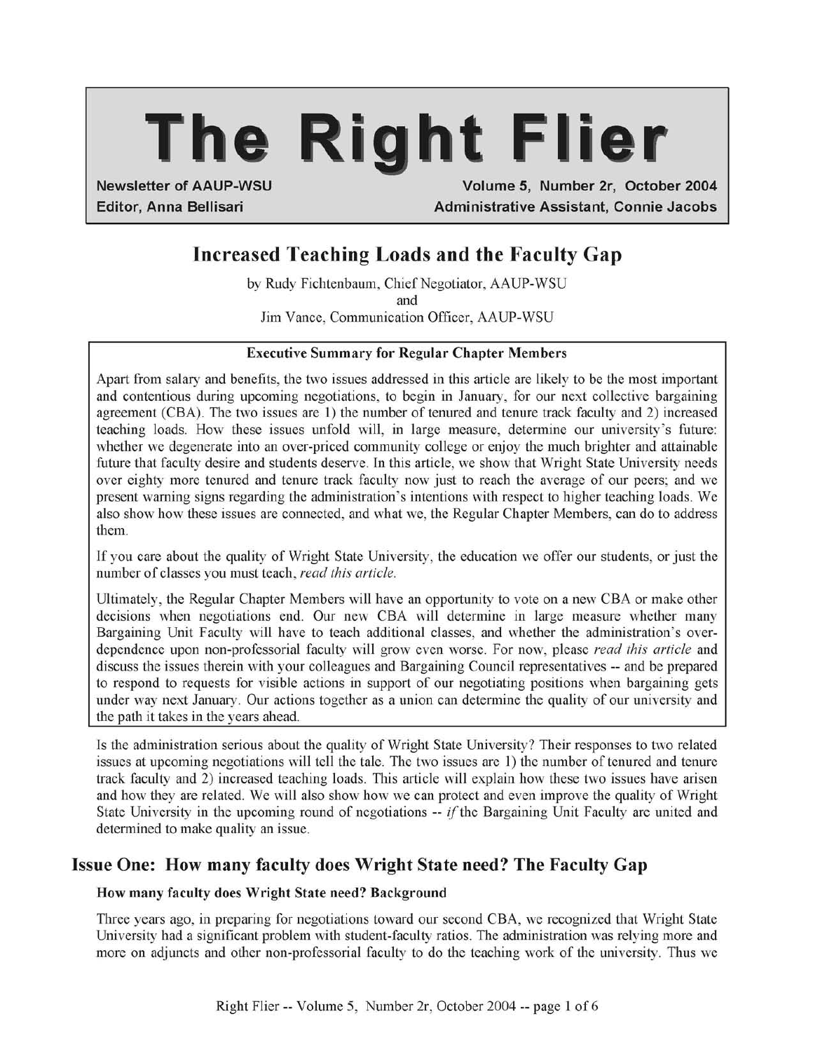# The Right Flier

**Newsletter of AAUP-WSU** | **Volume 5, Number 2r, October 2004**
**Editor, Anna Bellisari** | **Administrative Assistant, Connie Jacobs**

## Increased Teaching Loads and the Faculty Gap

by Rudy Fichtenbaum, Chief Negotiator, AAUP-WSU
and
Jim Vance, Communication Officer, AAUP-WSU

**Executive Summary for Regular Chapter Members**

Apart from salary and benefits, the two issues addressed in this article are likely to be the most important and contentious during upcoming negotiations, to begin in January, for our next collective bargaining agreement (CBA). The two issues are 1) the number of tenured and tenure track faculty and 2) increased teaching loads. How these issues unfold will, in large measure, determine our university's future: whether we degenerate into an over-priced community college or enjoy the much brighter and attainable future that faculty desire and students deserve. In this article, we show that Wright State University needs over eighty more tenured and tenure track faculty now just to reach the average of our peers; and we present warning signs regarding the administration's intentions with respect to higher teaching loads. We also show how these issues are connected, and what we, the Regular Chapter Members, can do to address them.

If you care about the quality of Wright State University, the education we offer our students, or just the number of classes you must teach, *read this article.*

Ultimately, the Regular Chapter Members will have an opportunity to vote on a new CBA or make other decisions when negotiations end. Our new CBA will determine in large measure whether many Bargaining Unit Faculty will have to teach additional classes, and whether the administration's over-dependence upon non-professorial faculty will grow even worse. For now, please *read this article* and discuss the issues therein with your colleagues and Bargaining Council representatives -- and be prepared to respond to requests for visible actions in support of our negotiating positions when bargaining gets under way next January. Our actions together as a union can determine the quality of our university and the path it takes in the years ahead.

Is the administration serious about the quality of Wright State University? Their responses to two related issues at upcoming negotiations will tell the tale. The two issues are 1) the number of tenured and tenure track faculty and 2) increased teaching loads. This article will explain how these two issues have arisen and how they are related. We will also show how we can protect and even improve the quality of Wright State University in the upcoming round of negotiations -- *if* the Bargaining Unit Faculty are united and determined to make quality an issue.

## Issue One: How many faculty does Wright State need? The Faculty Gap

### How many faculty does Wright State need? Background

Three years ago, in preparing for negotiations toward our second CBA, we recognized that Wright State University had a significant problem with student-faculty ratios. The administration was relying more and more on adjuncts and other non-professorial faculty to do the teaching work of the university. Thus we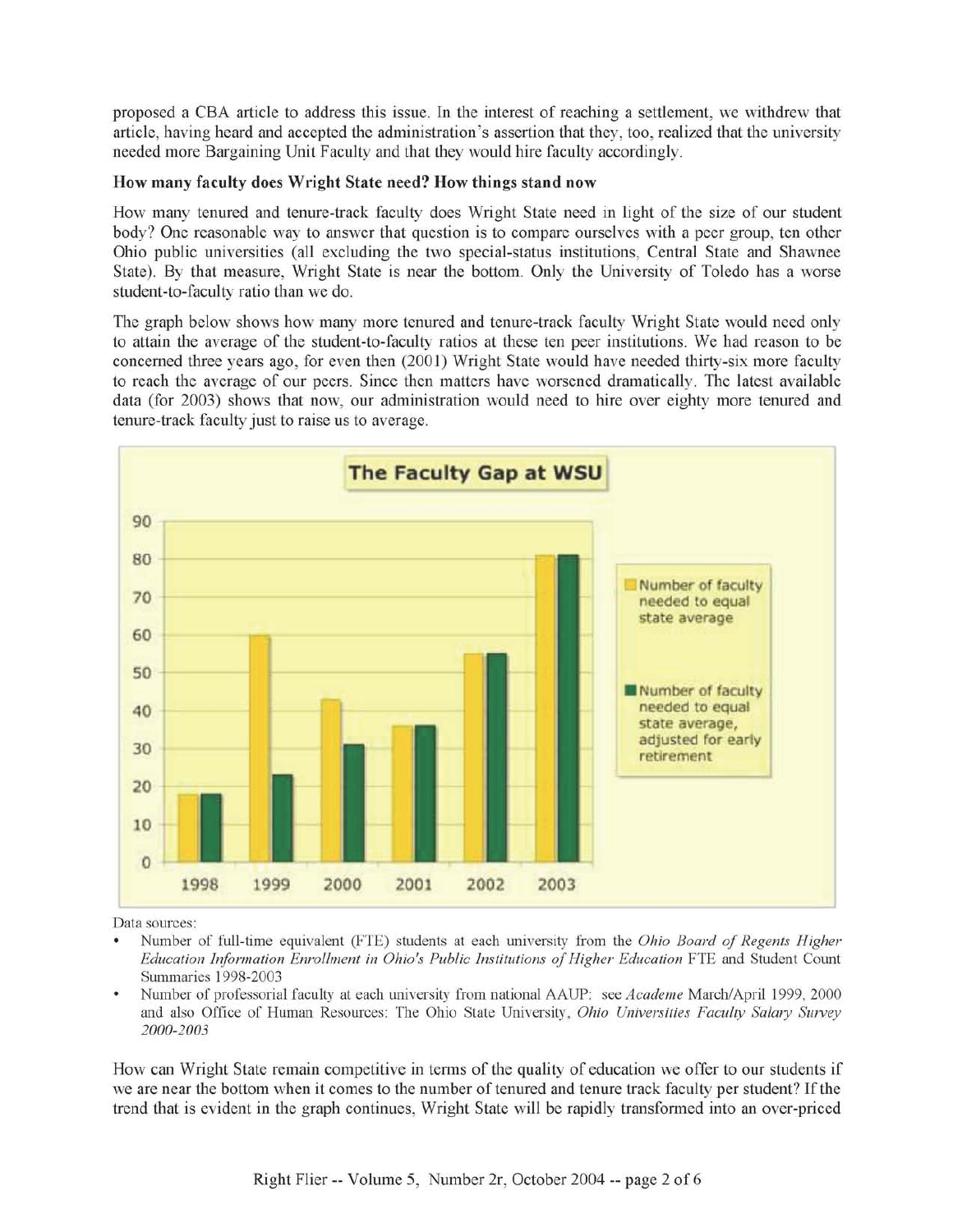proposed a CBA article to address this issue. In the interest of reaching a settlement, we withdrew that article, having heard and accepted the administration's assertion that they, too, realized that the university needed more Bargaining Unit Faculty and that they would hire faculty accordingly.

**How many faculty does Wright State need? How things stand now**

How many tenured and tenure-track faculty does Wright State need in light of the size of our student body? One reasonable way to answer that question is to compare ourselves with a peer group, ten other Ohio public universities (all excluding the two special-status institutions, Central State and Shawnee State). By that measure, Wright State is near the bottom. Only the University of Toledo has a worse student-to-faculty ratio than we do.

The graph below shows how many more tenured and tenure-track faculty Wright State would need only to attain the average of the student-to-faculty ratios at these ten peer institutions. We had reason to be concerned three years ago, for even then (2001) Wright State would have needed thirty-six more faculty to reach the average of our peers. Since then matters have worsened dramatically. The latest available data (for 2003) shows that now, our administration would need to hire over eighty more tenured and tenure-track faculty just to raise us to average.

**The Faculty Gap at WSU**

| Year | Number of faculty needed to equal state average | Number of faculty needed to equal state average, adjusted for early retirement |
|---|---|---|
| 1998 | 18 | 18 |
| 1999 | 60 | 23 |
| 2000 | 43 | 31 |
| 2001 | 36 | 36 |
| 2002 | 55 | 55 |
| 2003 | 81 | 81 |

Data sources:

- Number of full-time equivalent (FTE) students at each university from the *Ohio Board of Regents Higher Education Information Enrollment in Ohio's Public Institutions of Higher Education* FTE and Student Count Summaries 1998-2003
- Number of professorial faculty at each university from national AAUP: see *Academe* March/April 1999, 2000 and also Office of Human Resources: The Ohio State University, *Ohio Universities Faculty Salary Survey 2000-2003*

How can Wright State remain competitive in terms of the quality of education we offer to our students if we are near the bottom when it comes to the number of tenured and tenure track faculty per student? If the trend that is evident in the graph continues, Wright State will be rapidly transformed into an over-priced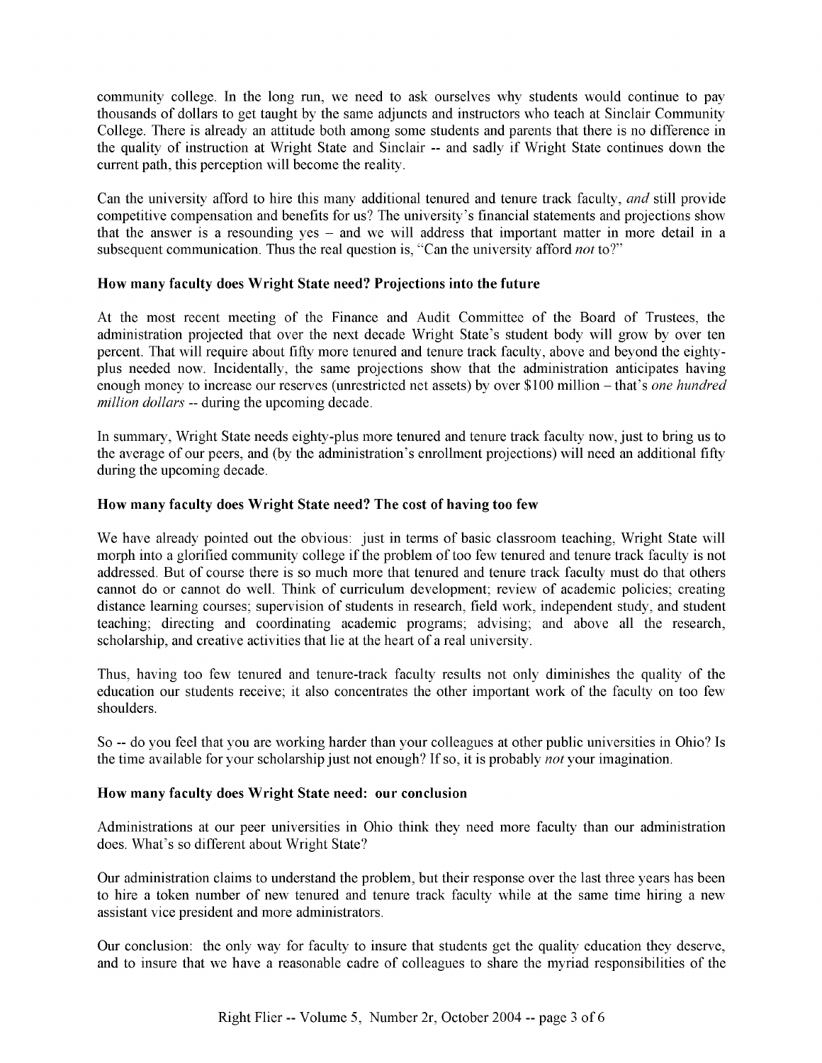community college. In the long run, we need to ask ourselves why students would continue to pay thousands of dollars to get taught by the same adjuncts and instructors who teach at Sinclair Community College. There is already an attitude both among some students and parents that there is no difference in the quality of instruction at Wright State and Sinclair -- and sadly if Wright State continues down the current path, this perception will become the reality.

Can the university afford to hire this many additional tenured and tenure track faculty, *and* still provide competitive compensation and benefits for us? The university's financial statements and projections show that the answer is a resounding yes – and we will address that important matter in more detail in a subsequent communication. Thus the real question is, "Can the university afford *not* to?"

**How many faculty does Wright State need? Projections into the future**

At the most recent meeting of the Finance and Audit Committee of the Board of Trustees, the administration projected that over the next decade Wright State's student body will grow by over ten percent. That will require about fifty more tenured and tenure track faculty, above and beyond the eighty-plus needed now. Incidentally, the same projections show that the administration anticipates having enough money to increase our reserves (unrestricted net assets) by over $100 million – that's *one hundred million dollars* -- during the upcoming decade.

In summary, Wright State needs eighty-plus more tenured and tenure track faculty now, just to bring us to the average of our peers, and (by the administration's enrollment projections) will need an additional fifty during the upcoming decade.

**How many faculty does Wright State need? The cost of having too few**

We have already pointed out the obvious: just in terms of basic classroom teaching, Wright State will morph into a glorified community college if the problem of too few tenured and tenure track faculty is not addressed. But of course there is so much more that tenured and tenure track faculty must do that others cannot do or cannot do well. Think of curriculum development; review of academic policies; creating distance learning courses; supervision of students in research, field work, independent study, and student teaching; directing and coordinating academic programs; advising; and above all the research, scholarship, and creative activities that lie at the heart of a real university.

Thus, having too few tenured and tenure-track faculty results not only diminishes the quality of the education our students receive; it also concentrates the other important work of the faculty on too few shoulders.

So -- do you feel that you are working harder than your colleagues at other public universities in Ohio? Is the time available for your scholarship just not enough? If so, it is probably *not* your imagination.

**How many faculty does Wright State need: our conclusion**

Administrations at our peer universities in Ohio think they need more faculty than our administration does. What's so different about Wright State?

Our administration claims to understand the problem, but their response over the last three years has been to hire a token number of new tenured and tenure track faculty while at the same time hiring a new assistant vice president and more administrators.

Our conclusion: the only way for faculty to insure that students get the quality education they deserve, and to insure that we have a reasonable cadre of colleagues to share the myriad responsibilities of the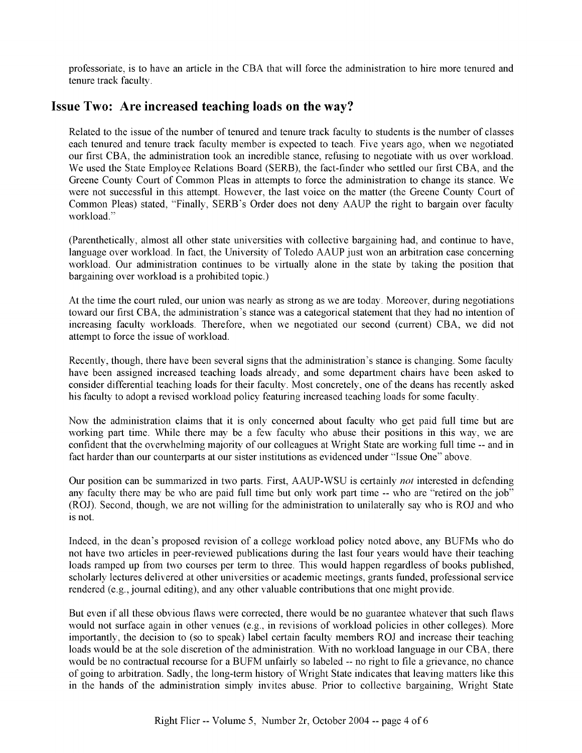professoriate, is to have an article in the CBA that will force the administration to hire more tenured and tenure track faculty.

## Issue Two: Are increased teaching loads on the way?

Related to the issue of the number of tenured and tenure track faculty to students is the number of classes each tenured and tenure track faculty member is expected to teach. Five years ago, when we negotiated our first CBA, the administration took an incredible stance, refusing to negotiate with us over workload. We used the State Employee Relations Board (SERB), the fact-finder who settled our first CBA, and the Greene County Court of Common Pleas in attempts to force the administration to change its stance. We were not successful in this attempt. However, the last voice on the matter (the Greene County Court of Common Pleas) stated, "Finally, SERB's Order does not deny AAUP the right to bargain over faculty workload."

(Parenthetically, almost all other state universities with collective bargaining had, and continue to have, language over workload. In fact, the University of Toledo AAUP just won an arbitration case concerning workload. Our administration continues to be virtually alone in the state by taking the position that bargaining over workload is a prohibited topic.)

At the time the court ruled, our union was nearly as strong as we are today. Moreover, during negotiations toward our first CBA, the administration's stance was a categorical statement that they had no intention of increasing faculty workloads. Therefore, when we negotiated our second (current) CBA, we did not attempt to force the issue of workload.

Recently, though, there have been several signs that the administration's stance is changing. Some faculty have been assigned increased teaching loads already, and some department chairs have been asked to consider differential teaching loads for their faculty. Most concretely, one of the deans has recently asked his faculty to adopt a revised workload policy featuring increased teaching loads for some faculty.

Now the administration claims that it is only concerned about faculty who get paid full time but are working part time. While there may be a few faculty who abuse their positions in this way, we are confident that the overwhelming majority of our colleagues at Wright State are working full time -- and in fact harder than our counterparts at our sister institutions as evidenced under "Issue One" above.

Our position can be summarized in two parts. First, AAUP-WSU is certainly *not* interested in defending any faculty there may be who are paid full time but only work part time -- who are "retired on the job" (ROJ). Second, though, we are not willing for the administration to unilaterally say who is ROJ and who is not.

Indeed, in the dean's proposed revision of a college workload policy noted above, any BUFMs who do not have two articles in peer-reviewed publications during the last four years would have their teaching loads ramped up from two courses per term to three. This would happen regardless of books published, scholarly lectures delivered at other universities or academic meetings, grants funded, professional service rendered (e.g., journal editing), and any other valuable contributions that one might provide.

But even if all these obvious flaws were corrected, there would be no guarantee whatever that such flaws would not surface again in other venues (e.g., in revisions of workload policies in other colleges). More importantly, the decision to (so to speak) label certain faculty members ROJ and increase their teaching loads would be at the sole discretion of the administration. With no workload language in our CBA, there would be no contractual recourse for a BUFM unfairly so labeled -- no right to file a grievance, no chance of going to arbitration. Sadly, the long-term history of Wright State indicates that leaving matters like this in the hands of the administration simply invites abuse. Prior to collective bargaining, Wright State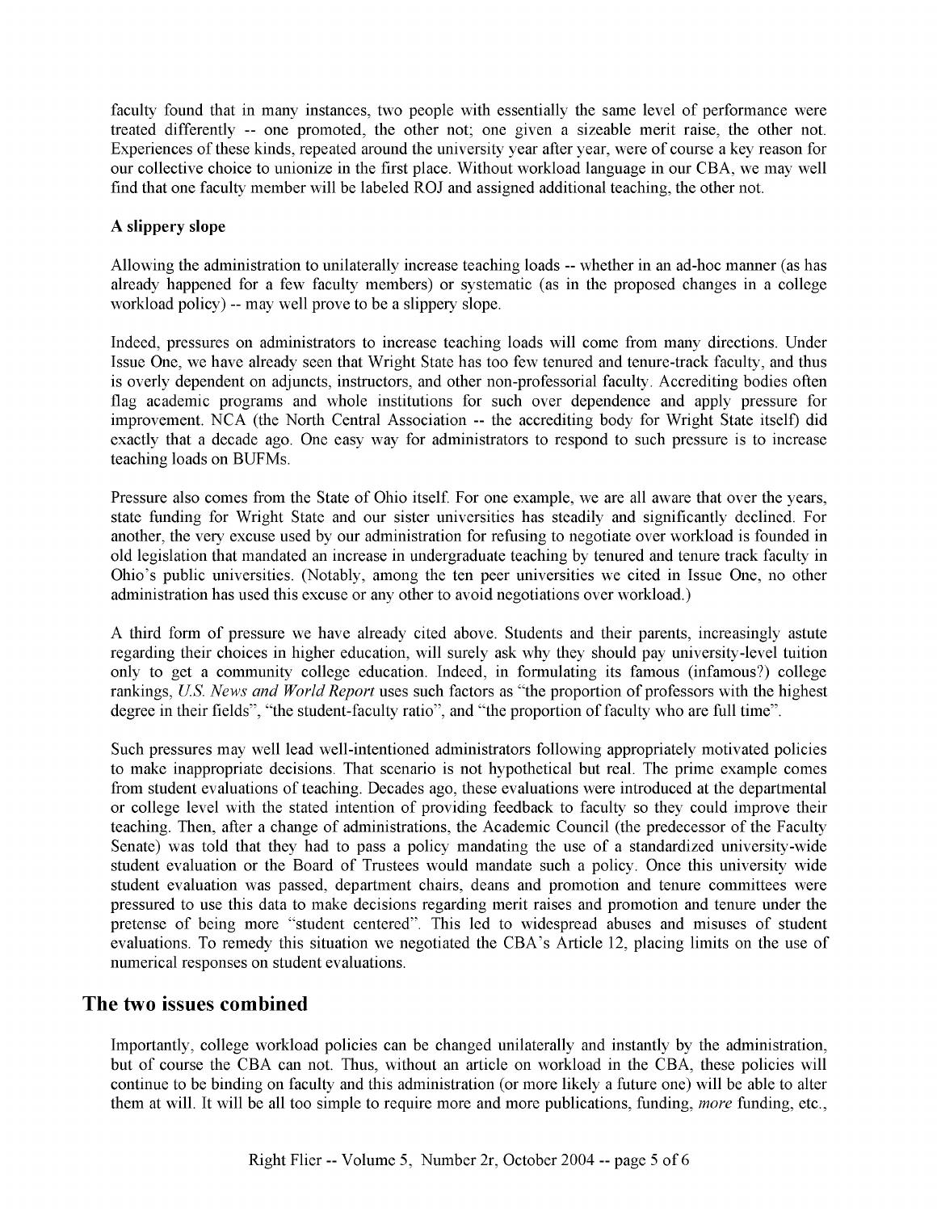faculty found that in many instances, two people with essentially the same level of performance were treated differently -- one promoted, the other not; one given a sizeable merit raise, the other not. Experiences of these kinds, repeated around the university year after year, were of course a key reason for our collective choice to unionize in the first place. Without workload language in our CBA, we may well find that one faculty member will be labeled ROJ and assigned additional teaching, the other not.

**A slippery slope**

Allowing the administration to unilaterally increase teaching loads -- whether in an ad-hoc manner (as has already happened for a few faculty members) or systematic (as in the proposed changes in a college workload policy) -- may well prove to be a slippery slope.

Indeed, pressures on administrators to increase teaching loads will come from many directions. Under Issue One, we have already seen that Wright State has too few tenured and tenure-track faculty, and thus is overly dependent on adjuncts, instructors, and other non-professorial faculty. Accrediting bodies often flag academic programs and whole institutions for such over dependence and apply pressure for improvement. NCA (the North Central Association -- the accrediting body for Wright State itself) did exactly that a decade ago. One easy way for administrators to respond to such pressure is to increase teaching loads on BUFMs.

Pressure also comes from the State of Ohio itself. For one example, we are all aware that over the years, state funding for Wright State and our sister universities has steadily and significantly declined. For another, the very excuse used by our administration for refusing to negotiate over workload is founded in old legislation that mandated an increase in undergraduate teaching by tenured and tenure track faculty in Ohio's public universities. (Notably, among the ten peer universities we cited in Issue One, no other administration has used this excuse or any other to avoid negotiations over workload.)

A third form of pressure we have already cited above. Students and their parents, increasingly astute regarding their choices in higher education, will surely ask why they should pay university-level tuition only to get a community college education. Indeed, in formulating its famous (infamous?) college rankings, *U.S. News and World Report* uses such factors as "the proportion of professors with the highest degree in their fields", "the student-faculty ratio", and "the proportion of faculty who are full time".

Such pressures may well lead well-intentioned administrators following appropriately motivated policies to make inappropriate decisions. That scenario is not hypothetical but real. The prime example comes from student evaluations of teaching. Decades ago, these evaluations were introduced at the departmental or college level with the stated intention of providing feedback to faculty so they could improve their teaching. Then, after a change of administrations, the Academic Council (the predecessor of the Faculty Senate) was told that they had to pass a policy mandating the use of a standardized university-wide student evaluation or the Board of Trustees would mandate such a policy. Once this university wide student evaluation was passed, department chairs, deans and promotion and tenure committees were pressured to use this data to make decisions regarding merit raises and promotion and tenure under the pretense of being more "student centered". This led to widespread abuses and misuses of student evaluations. To remedy this situation we negotiated the CBA's Article 12, placing limits on the use of numerical responses on student evaluations.

## The two issues combined

Importantly, college workload policies can be changed unilaterally and instantly by the administration, but of course the CBA can not. Thus, without an article on workload in the CBA, these policies will continue to be binding on faculty and this administration (or more likely a future one) will be able to alter them at will. It will be all too simple to require more and more publications, funding, *more* funding, etc.,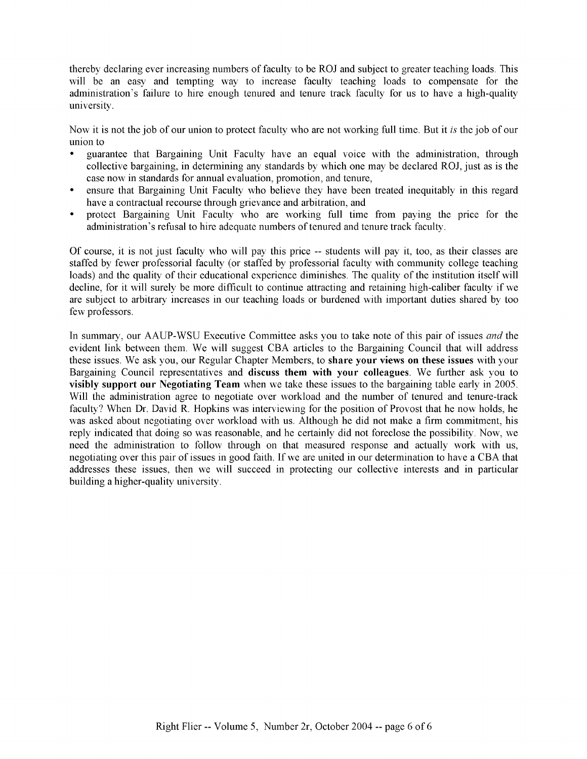thereby declaring ever increasing numbers of faculty to be ROJ and subject to greater teaching loads. This will be an easy and tempting way to increase faculty teaching loads to compensate for the administration's failure to hire enough tenured and tenure track faculty for us to have a high-quality university.

Now it is not the job of our union to protect faculty who are not working full time. But it *is* the job of our union to

- guarantee that Bargaining Unit Faculty have an equal voice with the administration, through collective bargaining, in determining any standards by which one may be declared ROJ, just as is the case now in standards for annual evaluation, promotion, and tenure,
- ensure that Bargaining Unit Faculty who believe they have been treated inequitably in this regard have a contractual recourse through grievance and arbitration, and
- protect Bargaining Unit Faculty who are working full time from paying the price for the administration's refusal to hire adequate numbers of tenured and tenure track faculty.

Of course, it is not just faculty who will pay this price -- students will pay it, too, as their classes are staffed by fewer professorial faculty (or staffed by professorial faculty with community college teaching loads) and the quality of their educational experience diminishes. The quality of the institution itself will decline, for it will surely be more difficult to continue attracting and retaining high-caliber faculty if we are subject to arbitrary increases in our teaching loads or burdened with important duties shared by too few professors.

In summary, our AAUP-WSU Executive Committee asks you to take note of this pair of issues *and* the evident link between them. We will suggest CBA articles to the Bargaining Council that will address these issues. We ask you, our Regular Chapter Members, to **share your views on these issues** with your Bargaining Council representatives and **discuss them with your colleagues**. We further ask you to **visibly support our Negotiating Team** when we take these issues to the bargaining table early in 2005. Will the administration agree to negotiate over workload and the number of tenured and tenure-track faculty? When Dr. David R. Hopkins was interviewing for the position of Provost that he now holds, he was asked about negotiating over workload with us. Although he did not make a firm commitment, his reply indicated that doing so was reasonable, and he certainly did not foreclose the possibility. Now, we need the administration to follow through on that measured response and actually work with us, negotiating over this pair of issues in good faith. If we are united in our determination to have a CBA that addresses these issues, then we will succeed in protecting our collective interests and in particular building a higher-quality university.